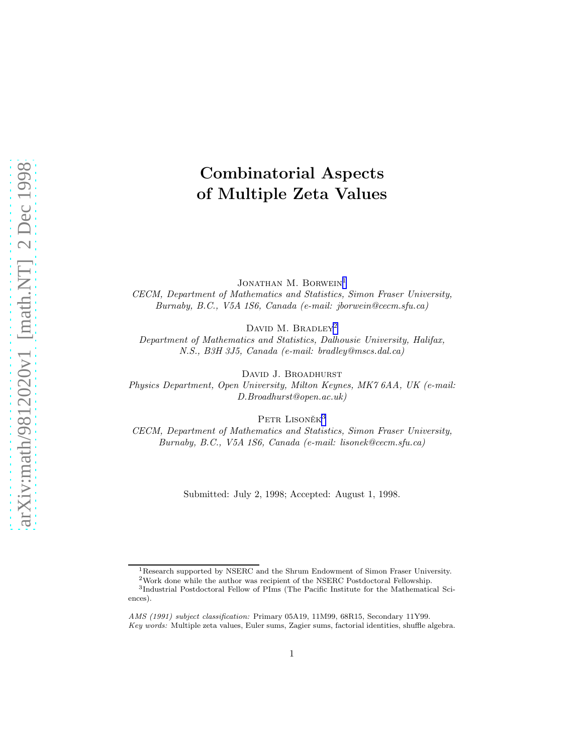# Combinatorial Aspects of Multiple Zeta Values

Jonathan M. Borwein[1]

*CECM, Department of Mathematics and Statistics, Simon Fraser University, Burnaby, B.C., V5A 1S6, Canada (e-mail: jborwein@cecm.sfu.ca)*

David M. Bradley[2]

*Department of Mathematics and Statistics, Dalhousie University, Halifax, N.S., B3H 3J5, Canada (e-mail: bradley@mscs.dal.ca)*

David J. Broadhurst

*Physics Department, Open University, Milton Keynes, MK7 6AA, UK (e-mail: D.Broadhurst@open.ac.uk)*

Petr Lisoněk[3]

*CECM, Department of Mathematics and Statistics, Simon Fraser University, Burnaby, B.C., V5A 1S6, Canada (e-mail: lisonek@cecm.sfu.ca)*

Submitted: July 2, 1998; Accepted: August 1, 1998.

---

[1] Research supported by NSERC and the Shrum Endowment of Simon Fraser University.

[2] Work done while the author was recipient of the NSERC Postdoctoral Fellowship.

[3] Industrial Postdoctoral Fellow of PIms (The Pacific Institute for the Mathematical Sciences).

*AMS (1991) subject classification:* Primary 05A19, 11M99, 68R15, Secondary 11Y99.

*Key words:* Multiple zeta values, Euler sums, Zagier sums, factorial identities, shuffle algebra.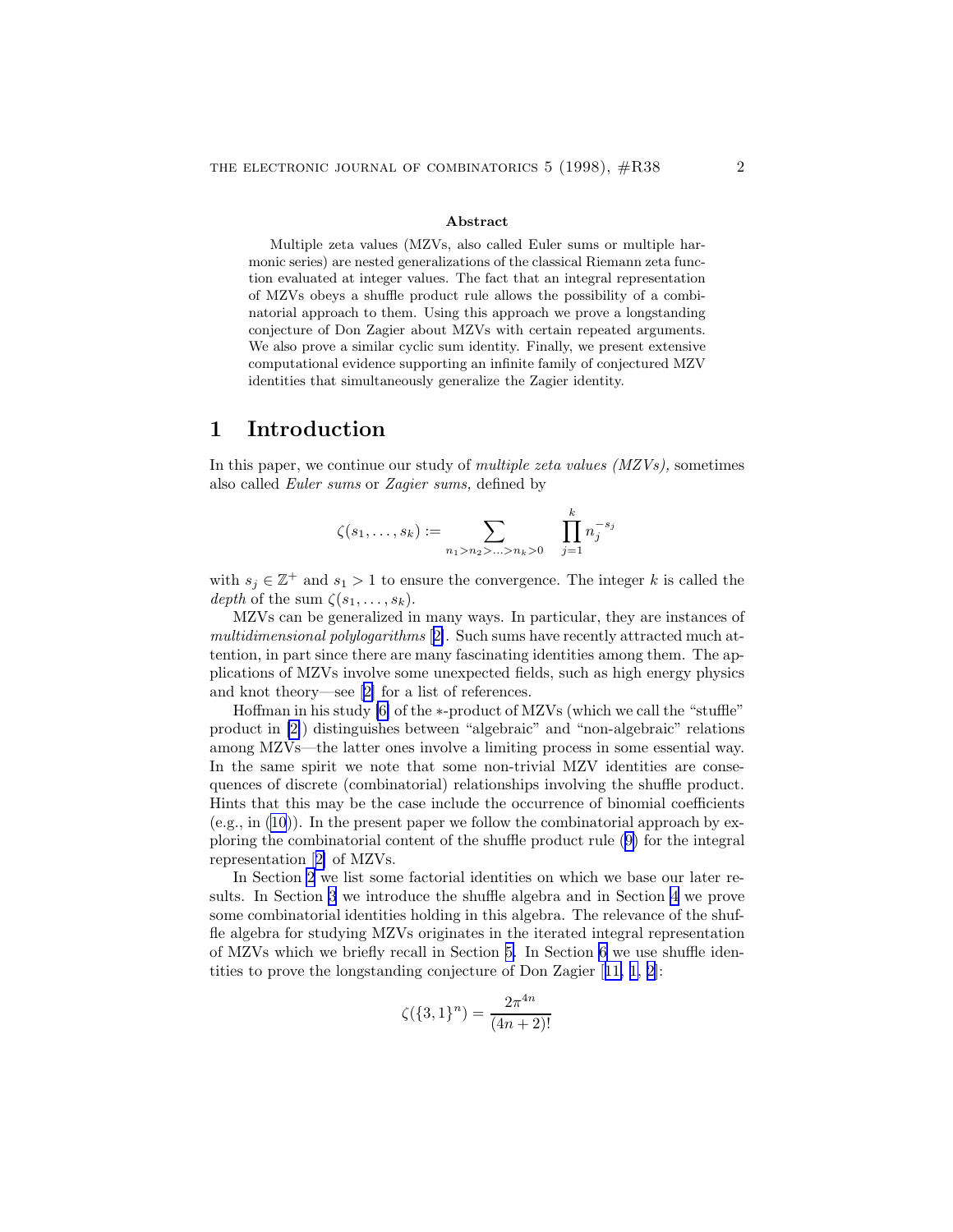**Abstract**

Multiple zeta values (MZVs, also called Euler sums or multiple harmonic series) are nested generalizations of the classical Riemann zeta function evaluated at integer values. The fact that an integral representation of MZVs obeys a shuffle product rule allows the possibility of a combinatorial approach to them. Using this approach we prove a longstanding conjecture of Don Zagier about MZVs with certain repeated arguments. We also prove a similar cyclic sum identity. Finally, we present extensive computational evidence supporting an infinite family of conjectured MZV identities that simultaneously generalize the Zagier identity.

# 1 Introduction

In this paper, we continue our study of *multiple zeta values (MZVs),* sometimes also called *Euler sums* or *Zagier sums,* defined by

$$\zeta(s_1, \ldots, s_k) := \sum_{n_1 > n_2 > \ldots > n_k > 0} \quad \prod_{j=1}^{k} n_j^{-s_j}$$

with $s_j \in \mathbb{Z}^+$ and $s_1 > 1$ to ensure the convergence. The integer $k$ is called the *depth* of the sum $\zeta(s_1, \ldots, s_k)$.

MZVs can be generalized in many ways. In particular, they are instances of *multidimensional polylogarithms* [2]. Such sums have recently attracted much attention, in part since there are many fascinating identities among them. The applications of MZVs involve some unexpected fields, such as high energy physics and knot theory—see [2] for a list of references.

Hoffman in his study [6] of the $*$-product of MZVs (which we call the "stuffle" product in [2]) distinguishes between "algebraic" and "non-algebraic" relations among MZVs—the latter ones involve a limiting process in some essential way. In the same spirit we note that some non-trivial MZV identities are consequences of discrete (combinatorial) relationships involving the shuffle product. Hints that this may be the case include the occurrence of binomial coefficients (e.g., in (10)). In the present paper we follow the combinatorial approach by exploring the combinatorial content of the shuffle product rule (9) for the integral representation [2] of MZVs.

In Section 2 we list some factorial identities on which we base our later results. In Section 3 we introduce the shuffle algebra and in Section 4 we prove some combinatorial identities holding in this algebra. The relevance of the shuffle algebra for studying MZVs originates in the iterated integral representation of MZVs which we briefly recall in Section 5. In Section 6 we use shuffle identities to prove the longstanding conjecture of Don Zagier [11, 1, 2]:

$$\zeta(\{3, 1\}^n) = \frac{2\pi^{4n}}{(4n + 2)!}$$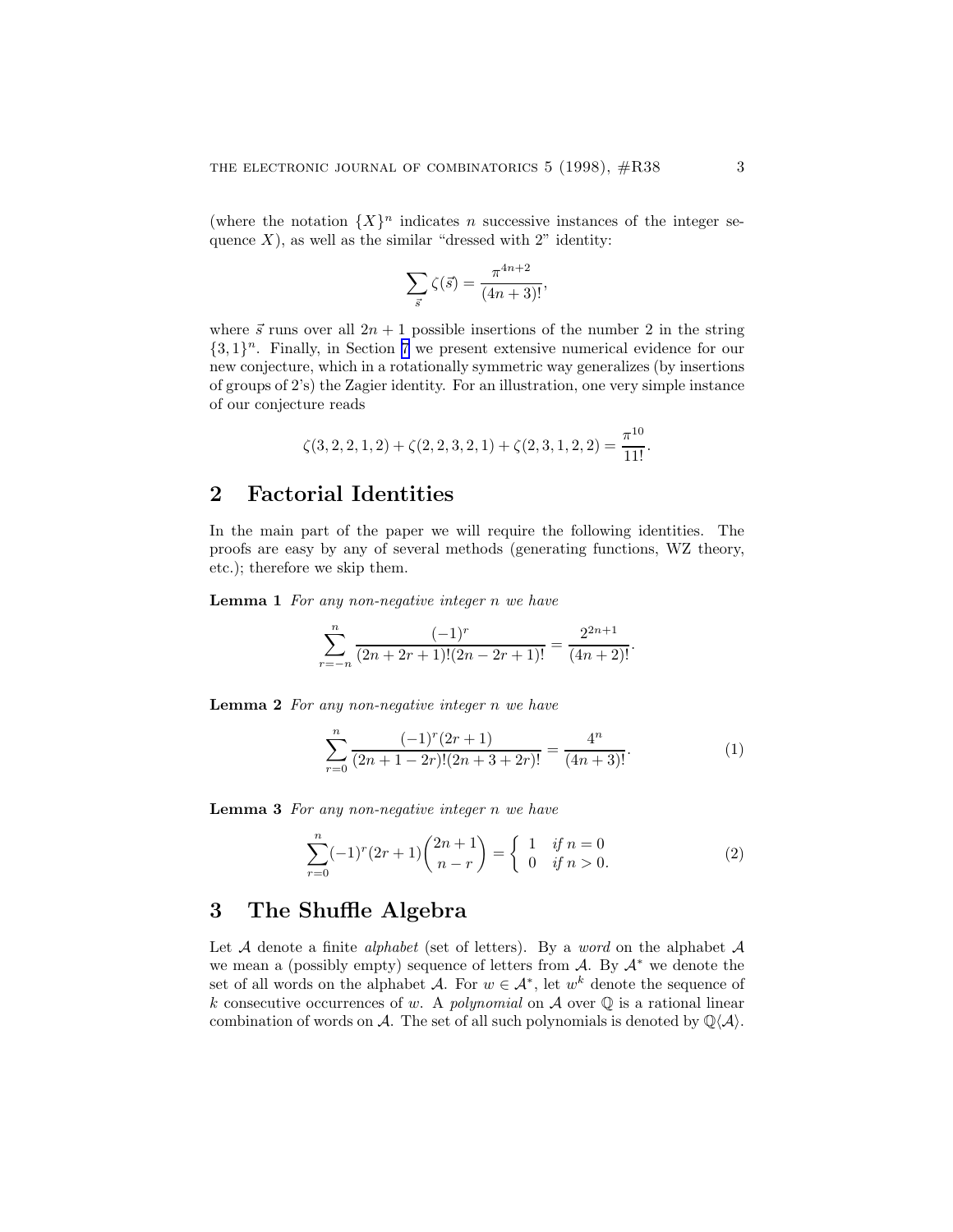(where the notation $\{X\}^n$ indicates $n$ successive instances of the integer sequence $X$), as well as the similar "dressed with 2" identity:

$$\sum_{\vec{s}} \zeta(\vec{s}) = \frac{\pi^{4n+2}}{(4n+3)!},$$

where $\vec{s}$ runs over all $2n+1$ possible insertions of the number 2 in the string $\{3,1\}^n$. Finally, in Section 7 we present extensive numerical evidence for our new conjecture, which in a rotationally symmetric way generalizes (by insertions of groups of 2's) the Zagier identity. For an illustration, one very simple instance of our conjecture reads

$$\zeta(3,2,2,1,2) + \zeta(2,2,3,2,1) + \zeta(2,3,1,2,2) = \frac{\pi^{10}}{11!}.$$

## 2 Factorial Identities

In the main part of the paper we will require the following identities. The proofs are easy by any of several methods (generating functions, WZ theory, etc.); therefore we skip them.

**Lemma 1** *For any non-negative integer $n$ we have*

$$\sum_{r=-n}^{n} \frac{(-1)^r}{(2n+2r+1)!(2n-2r+1)!} = \frac{2^{2n+1}}{(4n+2)!}.$$

**Lemma 2** *For any non-negative integer $n$ we have*

$$\sum_{r=0}^{n} \frac{(-1)^r(2r+1)}{(2n+1-2r)!(2n+3+2r)!} = \frac{4^n}{(4n+3)!}. \tag{1}$$

**Lemma 3** *For any non-negative integer $n$ we have*

$$\sum_{r=0}^{n} (-1)^r(2r+1)\binom{2n+1}{n-r} = \begin{cases} 1 & \text{if } n = 0 \\ 0 & \text{if } n > 0. \end{cases} \tag{2}$$

## 3 The Shuffle Algebra

Let $\mathcal{A}$ denote a finite *alphabet* (set of letters). By a *word* on the alphabet $\mathcal{A}$ we mean a (possibly empty) sequence of letters from $\mathcal{A}$. By $\mathcal{A}^*$ we denote the set of all words on the alphabet $\mathcal{A}$. For $w \in \mathcal{A}^*$, let $w^k$ denote the sequence of $k$ consecutive occurrences of $w$. A *polynomial* on $\mathcal{A}$ over $\mathbb{Q}$ is a rational linear combination of words on $\mathcal{A}$. The set of all such polynomials is denoted by $\mathbb{Q}\langle\mathcal{A}\rangle$.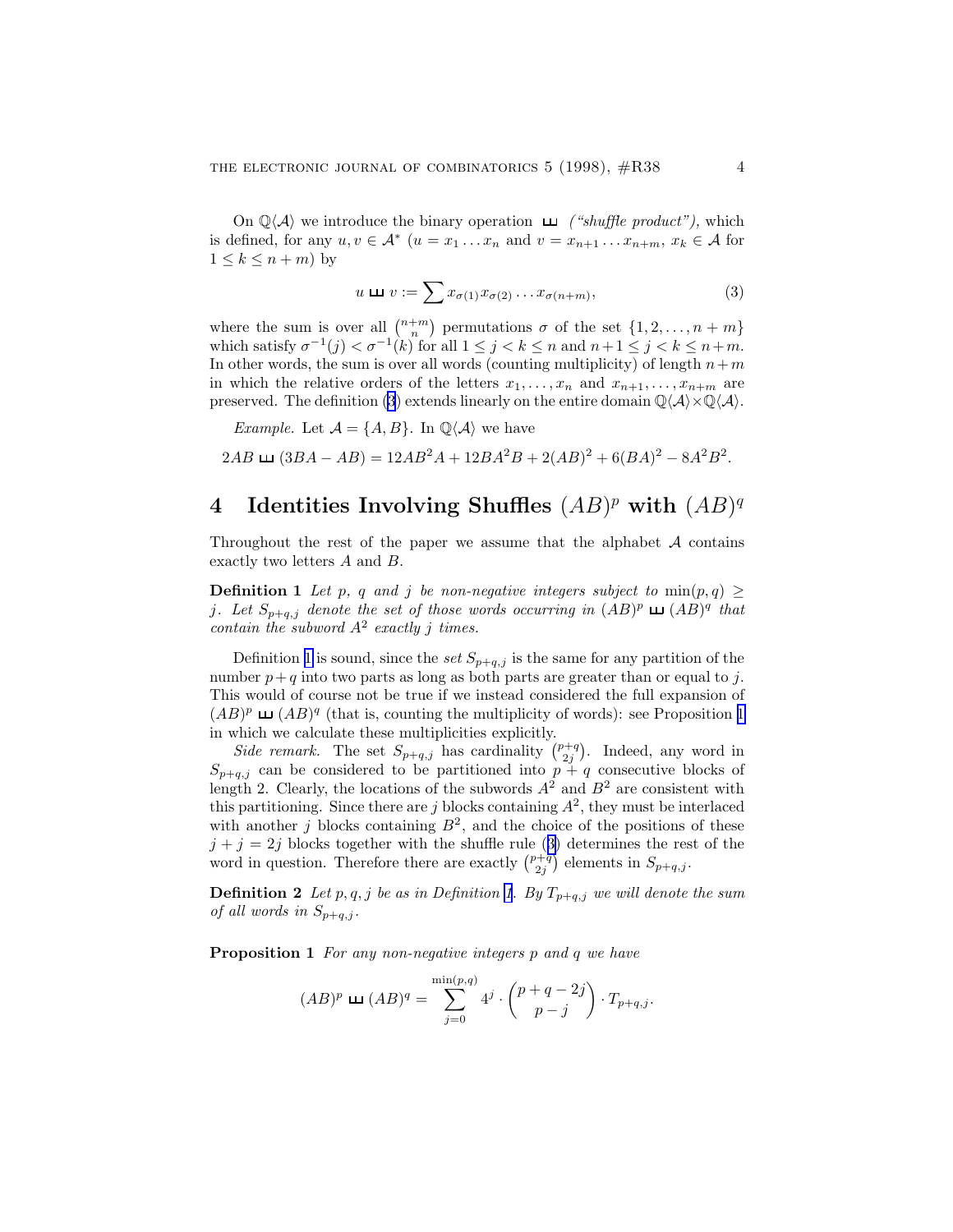On $\mathbb{Q}\langle\mathcal{A}\rangle$ we introduce the binary operation $ш$ *("shuffle product")*, which is defined, for any $u, v \in \mathcal{A}^*$ ($u = x_1 \dots x_n$ and $v = x_{n+1} \dots x_{n+m}$, $x_k \in \mathcal{A}$ for $1 \le k \le n+m$) by

$$u ш v := \sum x_{\sigma(1)} x_{\sigma(2)} \dots x_{\sigma(n+m)}, \tag{3}$$

where the sum is over all $\binom{n+m}{n}$ permutations $\sigma$ of the set $\{1, 2, \dots, n+m\}$ which satisfy $\sigma^{-1}(j) < \sigma^{-1}(k)$ for all $1 \le j < k \le n$ and $n+1 \le j < k \le n+m$. In other words, the sum is over all words (counting multiplicity) of length $n+m$ in which the relative orders of the letters $x_1, \dots, x_n$ and $x_{n+1}, \dots, x_{n+m}$ are preserved. The definition (3) extends linearly on the entire domain $\mathbb{Q}\langle\mathcal{A}\rangle \times \mathbb{Q}\langle\mathcal{A}\rangle$.

*Example.* Let $\mathcal{A} = \{A, B\}$. In $\mathbb{Q}\langle\mathcal{A}\rangle$ we have

$$2AB ш (3BA - AB) = 12AB^2A + 12BA^2B + 2(AB)^2 + 6(BA)^2 - 8A^2B^2.$$

## 4 Identities Involving Shuffles $(AB)^p$ with $(AB)^q$

Throughout the rest of the paper we assume that the alphabet $\mathcal{A}$ contains exactly two letters $A$ and $B$.

**Definition 1** *Let $p$, $q$ and $j$ be non-negative integers subject to $\min(p,q) \ge j$. Let $S_{p+q,j}$ denote the set of those words occurring in $(AB)^p ш (AB)^q$ that contain the subword $A^2$ exactly $j$ times.*

Definition 1 is sound, since the *set* $S_{p+q,j}$ is the same for any partition of the number $p+q$ into two parts as long as both parts are greater than or equal to $j$. This would of course not be true if we instead considered the full expansion of $(AB)^p ш (AB)^q$ (that is, counting the multiplicity of words): see Proposition 1 in which we calculate these multiplicities explicitly.

*Side remark.* The set $S_{p+q,j}$ has cardinality $\binom{p+q}{2j}$. Indeed, any word in $S_{p+q,j}$ can be considered to be partitioned into $p+q$ consecutive blocks of length 2. Clearly, the locations of the subwords $A^2$ and $B^2$ are consistent with this partitioning. Since there are $j$ blocks containing $A^2$, they must be interlaced with another $j$ blocks containing $B^2$, and the choice of the positions of these $j + j = 2j$ blocks together with the shuffle rule (3) determines the rest of the word in question. Therefore there are exactly $\binom{p+q}{2j}$ elements in $S_{p+q,j}$.

**Definition 2** *Let $p, q, j$ be as in Definition 1. By $T_{p+q,j}$ we will denote the sum of all words in $S_{p+q,j}$.*

**Proposition 1** *For any non-negative integers $p$ and $q$ we have*

$$(AB)^p ш (AB)^q = \sum_{j=0}^{\min(p,q)} 4^j \cdot \binom{p+q-2j}{p-j} \cdot T_{p+q,j}.$$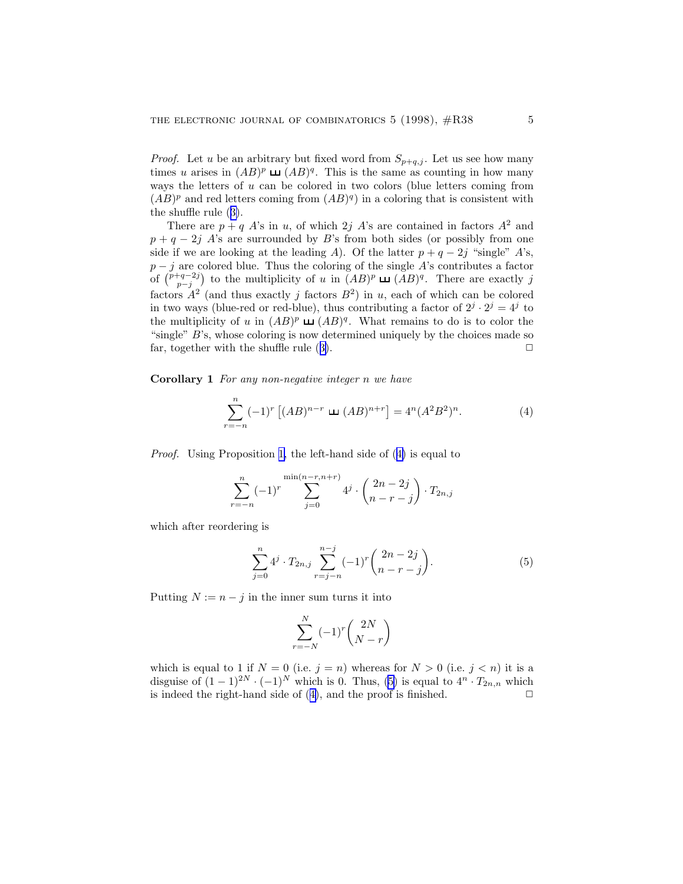*Proof.* Let $u$ be an arbitrary but fixed word from $S_{p+q,j}$. Let us see how many times $u$ arises in $(AB)^p \sqcup\!\sqcup (AB)^q$. This is the same as counting in how many ways the letters of $u$ can be colored in two colors (blue letters coming from $(AB)^p$ and red letters coming from $(AB)^q$) in a coloring that is consistent with the shuffle rule (3).

There are $p+q$ $A$'s in $u$, of which $2j$ $A$'s are contained in factors $A^2$ and $p+q-2j$ $A$'s are surrounded by $B$'s from both sides (or possibly from one side if we are looking at the leading $A$). Of the latter $p+q-2j$ "single" $A$'s, $p-j$ are colored blue. Thus the coloring of the single $A$'s contributes a factor of $\binom{p+q-2j}{p-j}$ to the multiplicity of $u$ in $(AB)^p \sqcup\!\sqcup (AB)^q$. There are exactly $j$ factors $A^2$ (and thus exactly $j$ factors $B^2$) in $u$, each of which can be colored in two ways (blue-red or red-blue), thus contributing a factor of $2^j \cdot 2^j = 4^j$ to the multiplicity of $u$ in $(AB)^p \sqcup\!\sqcup (AB)^q$. What remains to do is to color the "single" $B$'s, whose coloring is now determined uniquely by the choices made so far, together with the shuffle rule (3). $\square$

**Corollary 1** *For any non-negative integer $n$ we have*

$$\sum_{r=-n}^{n} (-1)^r \left[(AB)^{n-r} \sqcup\!\sqcup (AB)^{n+r}\right] = 4^n (A^2B^2)^n. \tag{4}$$

*Proof.* Using Proposition 1, the left-hand side of (4) is equal to

$$\sum_{r=-n}^{n} (-1)^r \sum_{j=0}^{\min(n-r,n+r)} 4^j \cdot \binom{2n-2j}{n-r-j} \cdot T_{2n,j}$$

which after reordering is

$$\sum_{j=0}^{n} 4^j \cdot T_{2n,j} \sum_{r=j-n}^{n-j} (-1)^r \binom{2n-2j}{n-r-j}. \tag{5}$$

Putting $N := n-j$ in the inner sum turns it into

$$\sum_{r=-N}^{N} (-1)^r \binom{2N}{N-r}$$

which is equal to 1 if $N = 0$ (i.e. $j = n$) whereas for $N > 0$ (i.e. $j < n$) it is a disguise of $(1-1)^{2N} \cdot (-1)^N$ which is 0. Thus, (5) is equal to $4^n \cdot T_{2n,n}$ which is indeed the right-hand side of (4), and the proof is finished. $\square$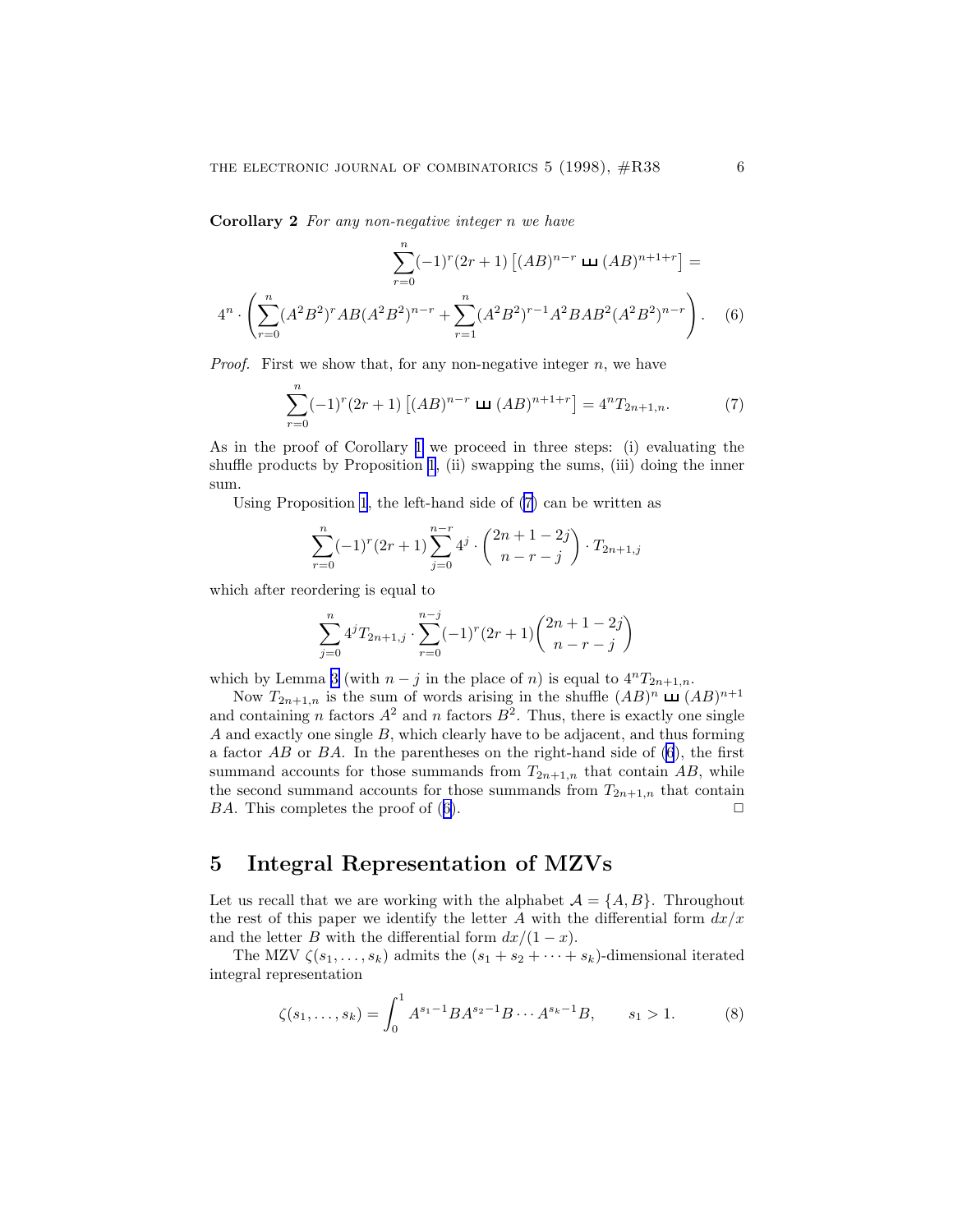**Corollary 2** *For any non-negative integer $n$ we have*

$$\sum_{r=0}^{n}(-1)^r(2r+1)\left[(AB)^{n-r} ш (AB)^{n+1+r}\right] =$$

$$4^n \cdot \left(\sum_{r=0}^{n}(A^2B^2)^r AB(A^2B^2)^{n-r} + \sum_{r=1}^{n}(A^2B^2)^{r-1}A^2BAB^2(A^2B^2)^{n-r}\right). \quad (6)$$

*Proof.* First we show that, for any non-negative integer $n$, we have

$$\sum_{r=0}^{n}(-1)^r(2r+1)\left[(AB)^{n-r} ш (AB)^{n+1+r}\right] = 4^n T_{2n+1,n}. \quad (7)$$

As in the proof of Corollary 1 we proceed in three steps: (i) evaluating the shuffle products by Proposition 1, (ii) swapping the sums, (iii) doing the inner sum.

Using Proposition 1, the left-hand side of (7) can be written as

$$\sum_{r=0}^{n}(-1)^r(2r+1)\sum_{j=0}^{n-r}4^j \cdot \binom{2n+1-2j}{n-r-j} \cdot T_{2n+1,j}$$

which after reordering is equal to

$$\sum_{j=0}^{n}4^j T_{2n+1,j} \cdot \sum_{r=0}^{n-j}(-1)^r(2r+1)\binom{2n+1-2j}{n-r-j}$$

which by Lemma 3 (with $n-j$ in the place of $n$) is equal to $4^n T_{2n+1,n}$.

Now $T_{2n+1,n}$ is the sum of words arising in the shuffle $(AB)^n ш (AB)^{n+1}$ and containing $n$ factors $A^2$ and $n$ factors $B^2$. Thus, there is exactly one single $A$ and exactly one single $B$, which clearly have to be adjacent, and thus forming a factor $AB$ or $BA$. In the parentheses on the right-hand side of (6), the first summand accounts for those summands from $T_{2n+1,n}$ that contain $AB$, while the second summand accounts for those summands from $T_{2n+1,n}$ that contain $BA$. This completes the proof of (6). □

## 5 Integral Representation of MZVs

Let us recall that we are working with the alphabet $\mathcal{A} = \{A, B\}$. Throughout the rest of this paper we identify the letter $A$ with the differential form $dx/x$ and the letter $B$ with the differential form $dx/(1-x)$.

The MZV $\zeta(s_1, \ldots, s_k)$ admits the $(s_1 + s_2 + \cdots + s_k)$-dimensional iterated integral representation

$$\zeta(s_1, \ldots, s_k) = \int_0^1 A^{s_1-1}BA^{s_2-1}B \cdots A^{s_k-1}B, \qquad s_1 > 1. \quad (8)$$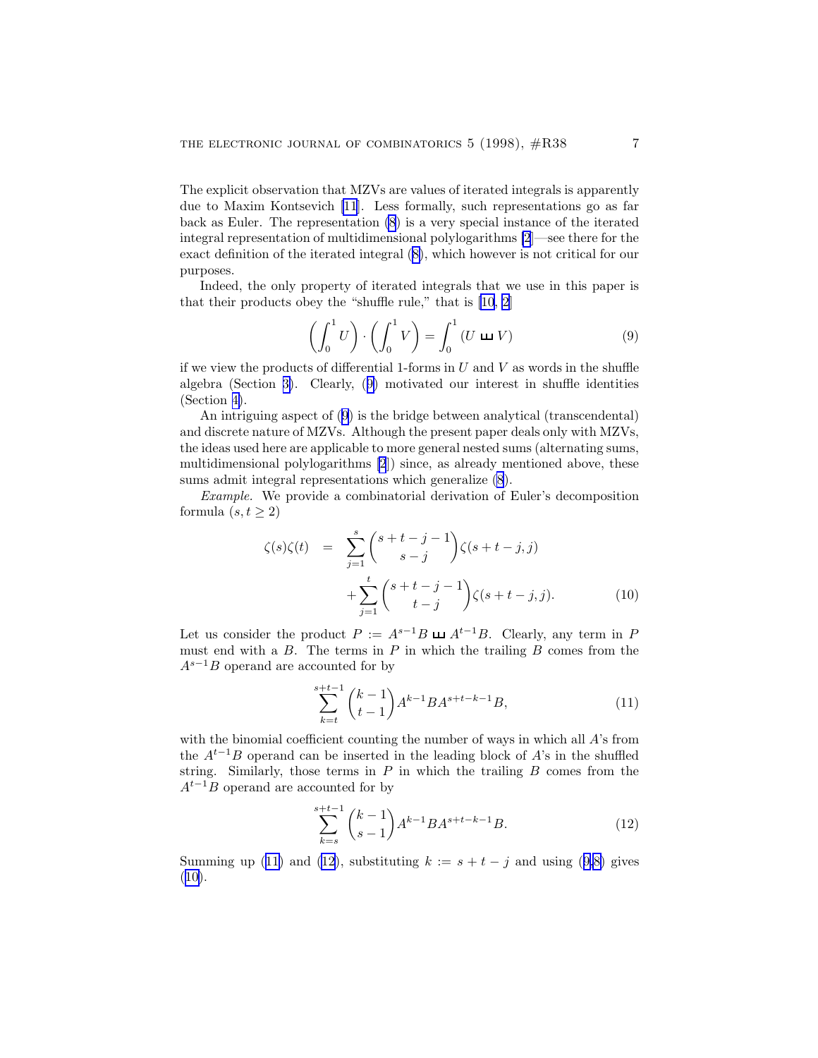The explicit observation that MZVs are values of iterated integrals is apparently due to Maxim Kontsevich [11]. Less formally, such representations go as far back as Euler. The representation (8) is a very special instance of the iterated integral representation of multidimensional polylogarithms [2]—see there for the exact definition of the iterated integral (8), which however is not critical for our purposes.

Indeed, the only property of iterated integrals that we use in this paper is that their products obey the "shuffle rule," that is [10, 2]

$$\left(\int_0^1 U\right)\cdot\left(\int_0^1 V\right) = \int_0^1 (U \sqcup\!\sqcup V) \tag{9}$$

if we view the products of differential 1-forms in $U$ and $V$ as words in the shuffle algebra (Section 3). Clearly, (9) motivated our interest in shuffle identities (Section 4).

An intriguing aspect of (9) is the bridge between analytical (transcendental) and discrete nature of MZVs. Although the present paper deals only with MZVs, the ideas used here are applicable to more general nested sums (alternating sums, multidimensional polylogarithms [2]) since, as already mentioned above, these sums admit integral representations which generalize (8).

*Example.* We provide a combinatorial derivation of Euler's decomposition formula $(s, t \geq 2)$

$$\begin{aligned}
\zeta(s)\zeta(t) \quad &= \quad \sum_{j=1}^{s} \binom{s+t-j-1}{s-j} \zeta(s+t-j, j) \\
&\qquad + \sum_{j=1}^{t} \binom{s+t-j-1}{t-j} \zeta(s+t-j, j).
\end{aligned} \tag{10}$$

Let us consider the product $P := A^{s-1}B \sqcup\!\sqcup A^{t-1}B$. Clearly, any term in $P$ must end with a $B$. The terms in $P$ in which the trailing $B$ comes from the $A^{s-1}B$ operand are accounted for by

$$\sum_{k=t}^{s+t-1} \binom{k-1}{t-1} A^{k-1}BA^{s+t-k-1}B, \tag{11}$$

with the binomial coefficient counting the number of ways in which all $A$'s from the $A^{t-1}B$ operand can be inserted in the leading block of $A$'s in the shuffled string. Similarly, those terms in $P$ in which the trailing $B$ comes from the $A^{t-1}B$ operand are accounted for by

$$\sum_{k=s}^{s+t-1} \binom{k-1}{s-1} A^{k-1}BA^{s+t-k-1}B. \tag{12}$$

Summing up (11) and (12), substituting $k := s + t - j$ and using (9,8) gives (10).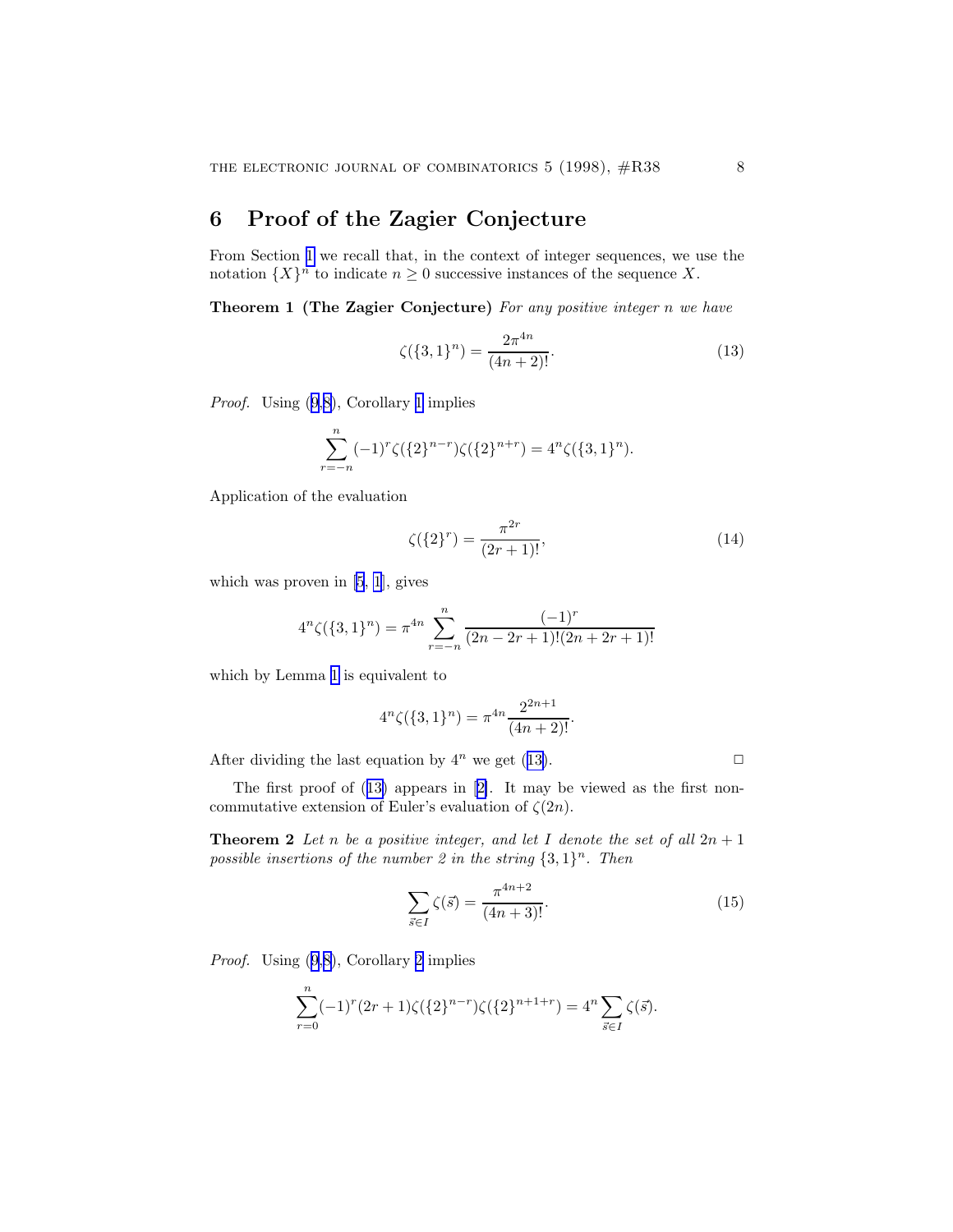## 6 Proof of the Zagier Conjecture

From Section 1 we recall that, in the context of integer sequences, we use the notation $\{X\}^n$ to indicate $n \geq 0$ successive instances of the sequence $X$.

**Theorem 1 (The Zagier Conjecture)** *For any positive integer $n$ we have*

$$\zeta(\{3,1\}^n) = \frac{2\pi^{4n}}{(4n+2)!}. \tag{13}$$

*Proof.* Using (9,8), Corollary 1 implies

$$\sum_{r=-n}^{n} (-1)^r \zeta(\{2\}^{n-r})\zeta(\{2\}^{n+r}) = 4^n \zeta(\{3,1\}^n).$$

Application of the evaluation

$$\zeta(\{2\}^r) = \frac{\pi^{2r}}{(2r+1)!}, \tag{14}$$

which was proven in [5, 1], gives

$$4^n \zeta(\{3,1\}^n) = \pi^{4n} \sum_{r=-n}^{n} \frac{(-1)^r}{(2n-2r+1)!(2n+2r+1)!}$$

which by Lemma 1 is equivalent to

$$4^n \zeta(\{3,1\}^n) = \pi^{4n} \frac{2^{2n+1}}{(4n+2)!}.$$

After dividing the last equation by $4^n$ we get (13). □

The first proof of (13) appears in [2]. It may be viewed as the first non-commutative extension of Euler's evaluation of $\zeta(2n)$.

**Theorem 2** *Let $n$ be a positive integer, and let $I$ denote the set of all $2n+1$ possible insertions of the number 2 in the string $\{3,1\}^n$. Then*

$$\sum_{\vec{s} \in I} \zeta(\vec{s}) = \frac{\pi^{4n+2}}{(4n+3)!}. \tag{15}$$

*Proof.* Using (9,8), Corollary 2 implies

$$\sum_{r=0}^{n} (-1)^r (2r+1) \zeta(\{2\}^{n-r})\zeta(\{2\}^{n+1+r}) = 4^n \sum_{\vec{s} \in I} \zeta(\vec{s}).$$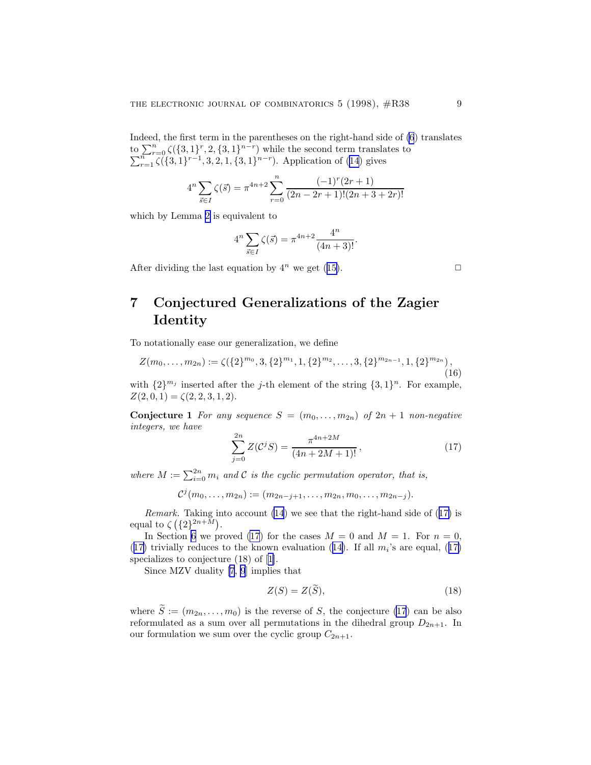Indeed, the first term in the parentheses on the right-hand side of (6) translates to $\sum_{r=0}^{n} \zeta(\{3,1\}^r, 2, \{3,1\}^{n-r})$ while the second term translates to $\sum_{r=1}^{n} \zeta(\{3,1\}^{r-1}, 3, 2, 1, \{3,1\}^{n-r})$. Application of (14) gives

$$4^n \sum_{\vec{s} \in I} \zeta(\vec{s}) = \pi^{4n+2} \sum_{r=0}^{n} \frac{(-1)^r (2r+1)}{(2n-2r+1)!(2n+3+2r)!}$$

which by Lemma 2 is equivalent to

$$4^n \sum_{\vec{s} \in I} \zeta(\vec{s}) = \pi^{4n+2} \frac{4^n}{(4n+3)!}.$$

After dividing the last equation by $4^n$ we get (15). $\square$

## 7 Conjectured Generalizations of the Zagier Identity

To notationally ease our generalization, we define

$$Z(m_0, \ldots, m_{2n}) := \zeta(\{2\}^{m_0}, 3, \{2\}^{m_1}, 1, \{2\}^{m_2}, \ldots, 3, \{2\}^{m_{2n-1}}, 1, \{2\}^{m_{2n}}), \tag{16}$$

with $\{2\}^{m_j}$ inserted after the $j$-th element of the string $\{3,1\}^n$. For example, $Z(2,0,1) = \zeta(2,2,3,1,2)$.

**Conjecture 1** *For any sequence $S = (m_0, \ldots, m_{2n})$ of $2n+1$ non-negative integers, we have*

$$\sum_{j=0}^{2n} Z(\mathcal{C}^j S) = \frac{\pi^{4n+2M}}{(4n+2M+1)!}, \tag{17}$$

*where $M := \sum_{i=0}^{2n} m_i$ and $\mathcal{C}$ is the cyclic permutation operator, that is,*

$$\mathcal{C}^j(m_0, \ldots, m_{2n}) := (m_{2n-j+1}, \ldots, m_{2n}, m_0, \ldots, m_{2n-j}).$$

*Remark.* Taking into account (14) we see that the right-hand side of (17) is equal to $\zeta\left(\{2\}^{2n+M}\right)$.

In Section 6 we proved (17) for the cases $M = 0$ and $M = 1$. For $n = 0$, (17) trivially reduces to the known evaluation (14). If all $m_i$'s are equal, (17) specializes to conjecture (18) of [1].

Since MZV duality [7, 9] implies that

$$Z(S) = Z(\widetilde{S}), \tag{18}$$

where $\widetilde{S} := (m_{2n}, \ldots, m_0)$ is the reverse of $S$, the conjecture (17) can be also reformulated as a sum over all permutations in the dihedral group $D_{2n+1}$. In our formulation we sum over the cyclic group $C_{2n+1}$.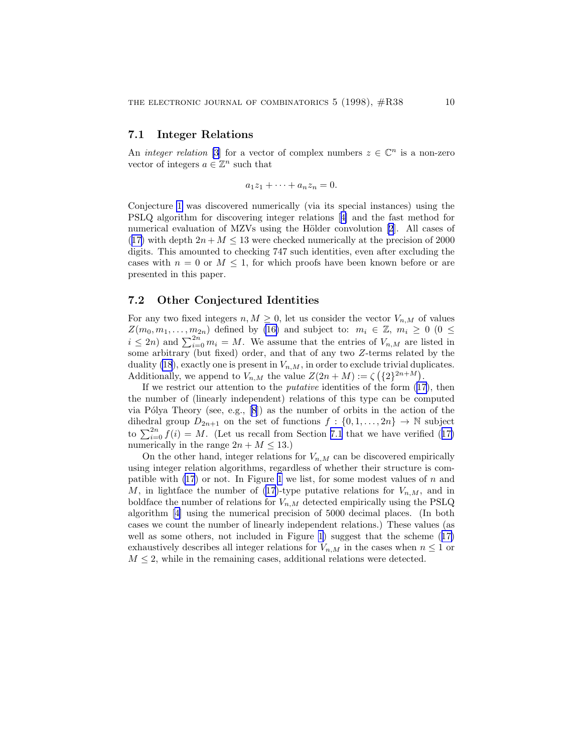### 7.1 Integer Relations

An *integer relation* [3] for a vector of complex numbers $z \in \mathbb{C}^n$ is a non-zero vector of integers $a \in \mathbb{Z}^n$ such that

$$a_1 z_1 + \cdots + a_n z_n = 0.$$

Conjecture 1 was discovered numerically (via its special instances) using the PSLQ algorithm for discovering integer relations [4] and the fast method for numerical evaluation of MZVs using the Hölder convolution [2]. All cases of (17) with depth $2n + M \le 13$ were checked numerically at the precision of 2000 digits. This amounted to checking 747 such identities, even after excluding the cases with $n = 0$ or $M \le 1$, for which proofs have been known before or are presented in this paper.

### 7.2 Other Conjectured Identities

For any two fixed integers $n, M \ge 0$, let us consider the vector $V_{n,M}$ of values $Z(m_0, m_1, \ldots, m_{2n})$ defined by (16) and subject to: $m_i \in \mathbb{Z}$, $m_i \ge 0$ $(0 \le i \le 2n)$ and $\sum_{i=0}^{2n} m_i = M$. We assume that the entries of $V_{n,M}$ are listed in some arbitrary (but fixed) order, and that of any two $Z$-terms related by the duality (18), exactly one is present in $V_{n,M}$, in order to exclude trivial duplicates. Additionally, we append to $V_{n,M}$ the value $Z(2n+M) := \zeta\left(\{2\}^{2n+M}\right)$.

If we restrict our attention to the *putative* identities of the form (17), then the number of (linearly independent) relations of this type can be computed via Pólya Theory (see, e.g., [8]) as the number of orbits in the action of the dihedral group $D_{2n+1}$ on the set of functions $f : \{0, 1, \ldots, 2n\} \to \mathbb{N}$ subject to $\sum_{i=0}^{2n} f(i) = M$. (Let us recall from Section 7.1 that we have verified (17) numerically in the range $2n + M \le 13$.)

On the other hand, integer relations for $V_{n,M}$ can be discovered empirically using integer relation algorithms, regardless of whether their structure is compatible with (17) or not. In Figure 1 we list, for some modest values of $n$ and $M$, in lightface the number of (17)-type putative relations for $V_{n,M}$, and in boldface the number of relations for $V_{n,M}$ detected empirically using the PSLQ algorithm [4] using the numerical precision of 5000 decimal places. (In both cases we count the number of linearly independent relations.) These values (as well as some others, not included in Figure 1) suggest that the scheme (17) exhaustively describes all integer relations for $V_{n,M}$ in the cases when $n \le 1$ or $M \le 2$, while in the remaining cases, additional relations were detected.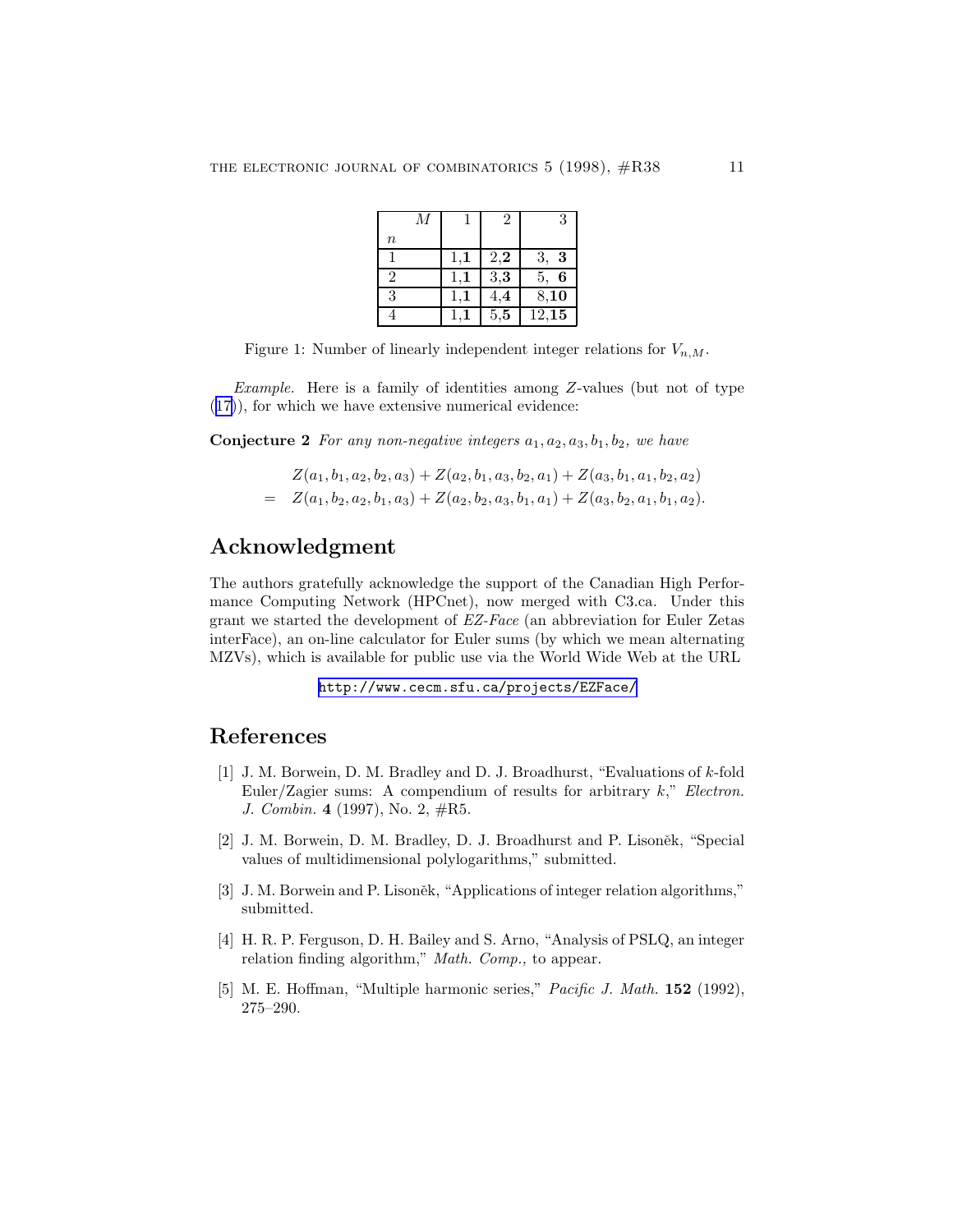| $M$ / $n$ | 1 | 2 | 3 |
|---|---|---|---|
| 1 | 1,**1** | 2,**2** | 3, **3** |
| 2 | 1,**1** | 3,**3** | 5, **6** |
| 3 | 1,**1** | 4,**4** | 8,**10** |
| 4 | 1,**1** | 5,**5** | 12,**15** |

Figure 1: Number of linearly independent integer relations for $V_{n,M}$.

*Example.* Here is a family of identities among $Z$-values (but not of type (17)), for which we have extensive numerical evidence:

**Conjecture 2** *For any non-negative integers $a_1, a_2, a_3, b_1, b_2$, we have*

$$\begin{aligned} & Z(a_1, b_1, a_2, b_2, a_3) + Z(a_2, b_1, a_3, b_2, a_1) + Z(a_3, b_1, a_1, b_2, a_2) \\ = \quad & Z(a_1, b_2, a_2, b_1, a_3) + Z(a_2, b_2, a_3, b_1, a_1) + Z(a_3, b_2, a_1, b_1, a_2). \end{aligned}$$

## Acknowledgment

The authors gratefully acknowledge the support of the Canadian High Performance Computing Network (HPCnet), now merged with C3.ca. Under this grant we started the development of *EZ-Face* (an abbreviation for Euler Zetas interFace), an on-line calculator for Euler sums (by which we mean alternating MZVs), which is available for public use via the World Wide Web at the URL

http://www.cecm.sfu.ca/projects/EZFace/

## References

[1] J. M. Borwein, D. M. Bradley and D. J. Broadhurst, "Evaluations of $k$-fold Euler/Zagier sums: A compendium of results for arbitrary $k$," *Electron. J. Combin.* **4** (1997), No. 2, #R5.

[2] J. M. Borwein, D. M. Bradley, D. J. Broadhurst and P. Lisoněk, "Special values of multidimensional polylogarithms," submitted.

[3] J. M. Borwein and P. Lisoněk, "Applications of integer relation algorithms," submitted.

[4] H. R. P. Ferguson, D. H. Bailey and S. Arno, "Analysis of PSLQ, an integer relation finding algorithm," *Math. Comp.,* to appear.

[5] M. E. Hoffman, "Multiple harmonic series," *Pacific J. Math.* **152** (1992), 275–290.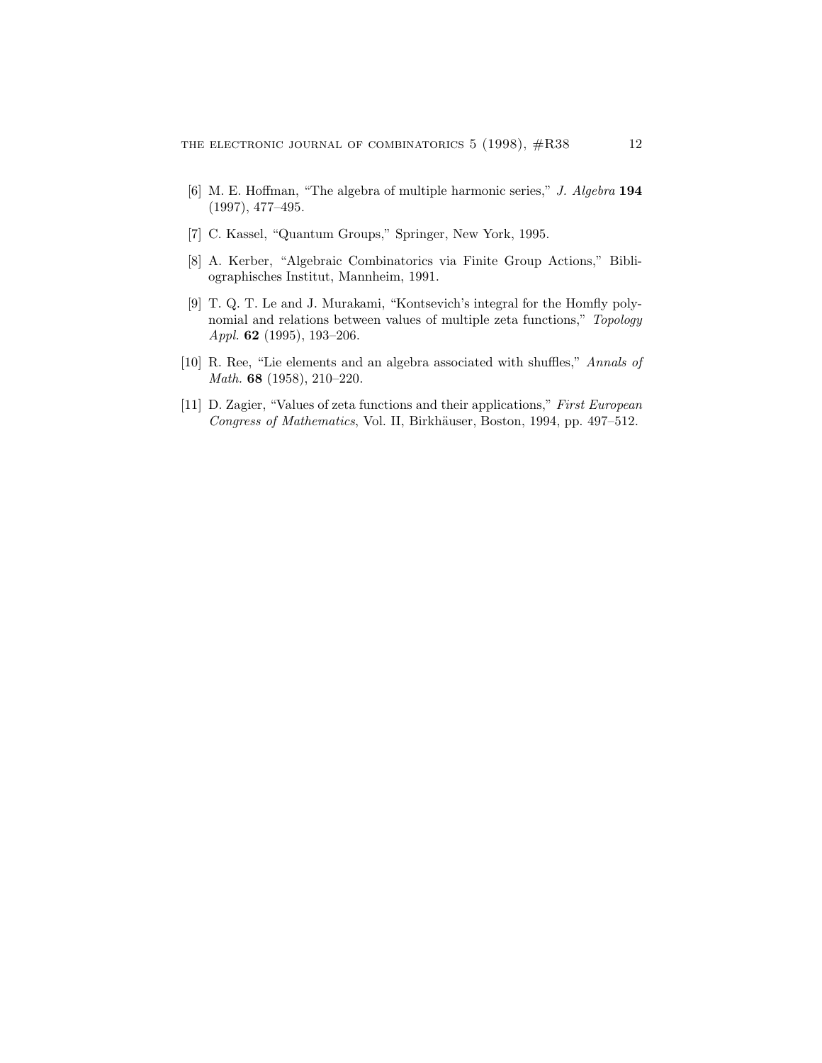[6] M. E. Hoffman, "The algebra of multiple harmonic series," *J. Algebra* **194** (1997), 477–495.

[7] C. Kassel, "Quantum Groups," Springer, New York, 1995.

[8] A. Kerber, "Algebraic Combinatorics via Finite Group Actions," Bibliographisches Institut, Mannheim, 1991.

[9] T. Q. T. Le and J. Murakami, "Kontsevich's integral for the Homfly polynomial and relations between values of multiple zeta functions," *Topology Appl.* **62** (1995), 193–206.

[10] R. Ree, "Lie elements and an algebra associated with shuffles," *Annals of Math.* **68** (1958), 210–220.

[11] D. Zagier, "Values of zeta functions and their applications," *First European Congress of Mathematics*, Vol. II, Birkhäuser, Boston, 1994, pp. 497–512.